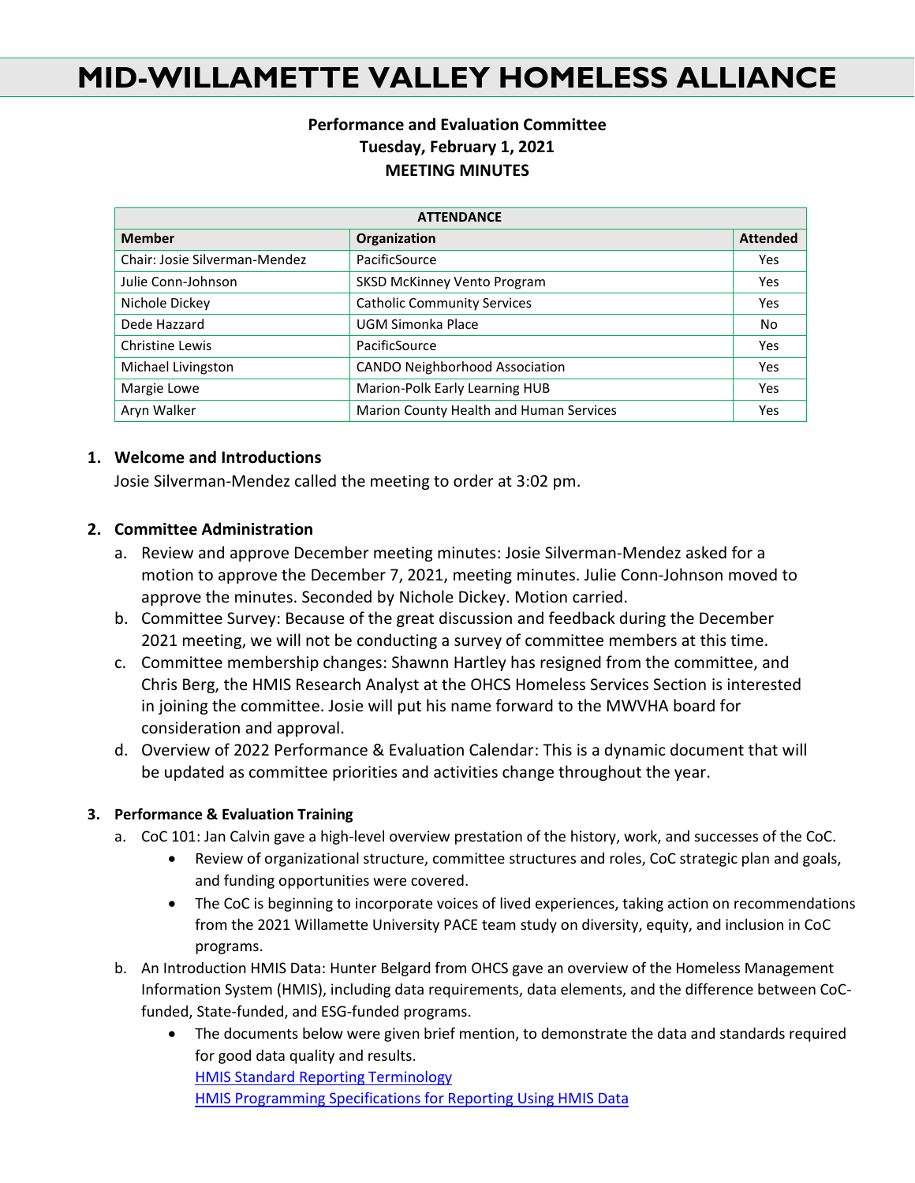# MID-WILLAMETTE VALLEY HOMELESS ALLIANCE

**Performance and Evaluation Committee**
**Tuesday, February 1, 2021**
**MEETING MINUTES**

| ATTENDANCE | | |
|---|---|---|
| **Member** | **Organization** | **Attended** |
| Chair: Josie Silverman-Mendez | PacificSource | Yes |
| Julie Conn-Johnson | SKSD McKinney Vento Program | Yes |
| Nichole Dickey | Catholic Community Services | Yes |
| Dede Hazzard | UGM Simonka Place | No |
| Christine Lewis | PacificSource | Yes |
| Michael Livingston | CANDO Neighborhood Association | Yes |
| Margie Lowe | Marion-Polk Early Learning HUB | Yes |
| Aryn Walker | Marion County Health and Human Services | Yes |

## 1. Welcome and Introductions

Josie Silverman-Mendez called the meeting to order at 3:02 pm.

## 2. Committee Administration

a. Review and approve December meeting minutes: Josie Silverman-Mendez asked for a motion to approve the December 7, 2021, meeting minutes. Julie Conn-Johnson moved to approve the minutes. Seconded by Nichole Dickey. Motion carried.

b. Committee Survey: Because of the great discussion and feedback during the December 2021 meeting, we will not be conducting a survey of committee members at this time.

c. Committee membership changes: Shawnn Hartley has resigned from the committee, and Chris Berg, the HMIS Research Analyst at the OHCS Homeless Services Section is interested in joining the committee. Josie will put his name forward to the MWVHA board for consideration and approval.

d. Overview of 2022 Performance & Evaluation Calendar: This is a dynamic document that will be updated as committee priorities and activities change throughout the year.

## 3. Performance & Evaluation Training

a. CoC 101: Jan Calvin gave a high-level overview prestation of the history, work, and successes of the CoC.
   - Review of organizational structure, committee structures and roles, CoC strategic plan and goals, and funding opportunities were covered.
   - The CoC is beginning to incorporate voices of lived experiences, taking action on recommendations from the 2021 Willamette University PACE team study on diversity, equity, and inclusion in CoC programs.

b. An Introduction HMIS Data: Hunter Belgard from OHCS gave an overview of the Homeless Management Information System (HMIS), including data requirements, data elements, and the difference between CoC-funded, State-funded, and ESG-funded programs.
   - The documents below were given brief mention, to demonstrate the data and standards required for good data quality and results.
     HMIS Standard Reporting Terminology
     HMIS Programming Specifications for Reporting Using HMIS Data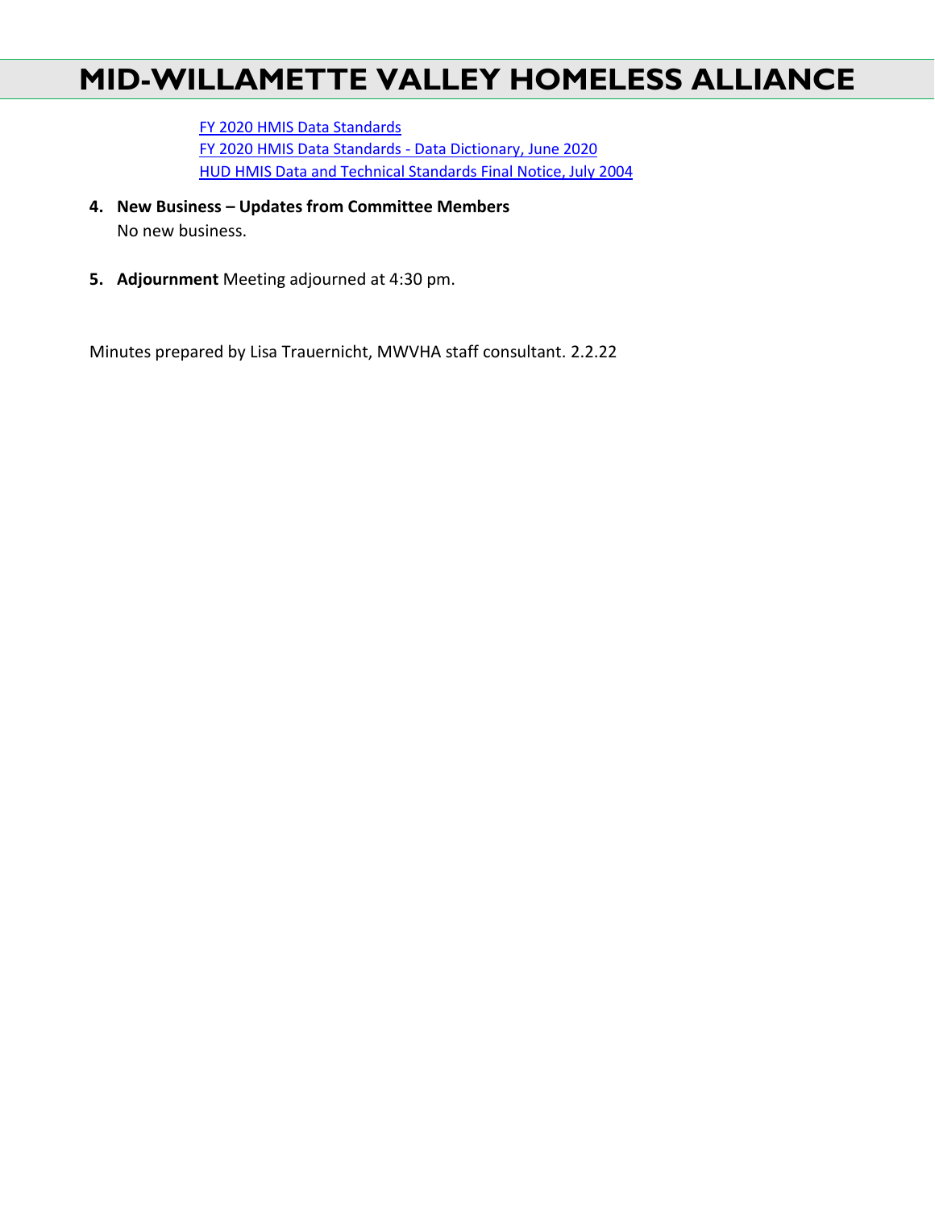[FY 2020 HMIS Data Standards]
[FY 2020 HMIS Data Standards - Data Dictionary, June 2020]
[HUD HMIS Data and Technical Standards Final Notice, July 2004]

4. **New Business – Updates from Committee Members**
   No new business.

5. **Adjournment** Meeting adjourned at 4:30 pm.

Minutes prepared by Lisa Trauernicht, MWVHA staff consultant. 2.2.22